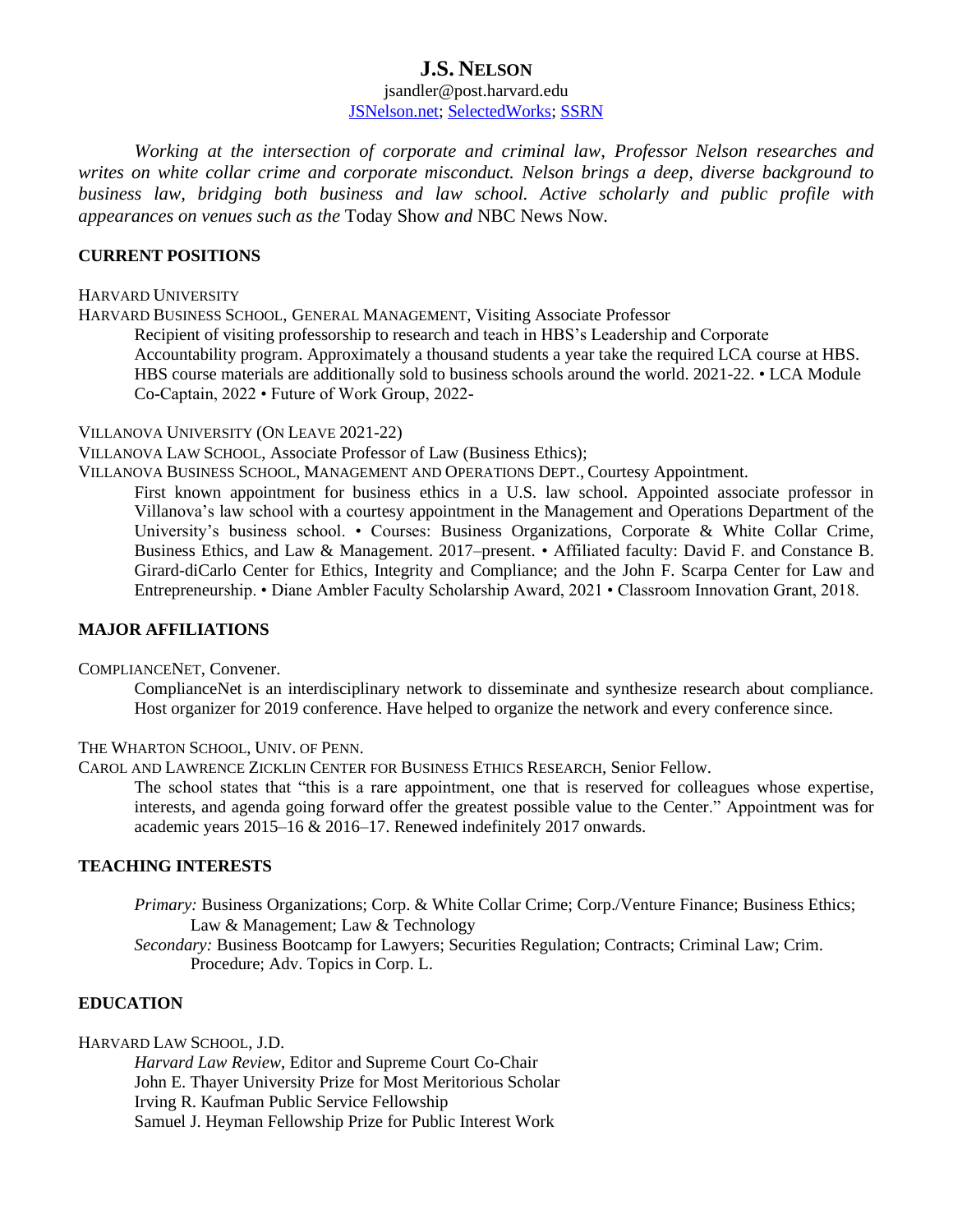# J.S. NELSON

jsandler@post.harvard.edu

JSNelson.net; SelectedWorks; SSRN

*Working at the intersection of corporate and criminal law, Professor Nelson researches and writes on white collar crime and corporate misconduct. Nelson brings a deep, diverse background to business law, bridging both business and law school. Active scholarly and public profile with appearances on venues such as the* Today Show *and* NBC News Now.

## CURRENT POSITIONS

HARVARD UNIVERSITY

HARVARD BUSINESS SCHOOL, GENERAL MANAGEMENT, Visiting Associate Professor

Recipient of visiting professorship to research and teach in HBS's Leadership and Corporate Accountability program. Approximately a thousand students a year take the required LCA course at HBS. HBS course materials are additionally sold to business schools around the world. 2021-22. • LCA Module Co-Captain, 2022 • Future of Work Group, 2022-

VILLANOVA UNIVERSITY (ON LEAVE 2021-22)

VILLANOVA LAW SCHOOL, Associate Professor of Law (Business Ethics);

VILLANOVA BUSINESS SCHOOL, MANAGEMENT AND OPERATIONS DEPT., Courtesy Appointment.

First known appointment for business ethics in a U.S. law school. Appointed associate professor in Villanova's law school with a courtesy appointment in the Management and Operations Department of the University's business school. • Courses: Business Organizations, Corporate & White Collar Crime, Business Ethics, and Law & Management. 2017–present. • Affiliated faculty: David F. and Constance B. Girard-diCarlo Center for Ethics, Integrity and Compliance; and the John F. Scarpa Center for Law and Entrepreneurship. • Diane Ambler Faculty Scholarship Award, 2021 • Classroom Innovation Grant, 2018.

## MAJOR AFFILIATIONS

COMPLIANCENET, Convener.

ComplianceNet is an interdisciplinary network to disseminate and synthesize research about compliance. Host organizer for 2019 conference. Have helped to organize the network and every conference since.

THE WHARTON SCHOOL, UNIV. OF PENN.

CAROL AND LAWRENCE ZICKLIN CENTER FOR BUSINESS ETHICS RESEARCH, Senior Fellow.

The school states that "this is a rare appointment, one that is reserved for colleagues whose expertise, interests, and agenda going forward offer the greatest possible value to the Center." Appointment was for academic years 2015–16 & 2016–17. Renewed indefinitely 2017 onwards.

## TEACHING INTERESTS

*Primary:* Business Organizations; Corp. & White Collar Crime; Corp./Venture Finance; Business Ethics; Law & Management; Law & Technology

*Secondary:* Business Bootcamp for Lawyers; Securities Regulation; Contracts; Criminal Law; Crim. Procedure; Adv. Topics in Corp. L.

## EDUCATION

HARVARD LAW SCHOOL, J.D.

*Harvard Law Review*, Editor and Supreme Court Co-Chair

John E. Thayer University Prize for Most Meritorious Scholar

Irving R. Kaufman Public Service Fellowship

Samuel J. Heyman Fellowship Prize for Public Interest Work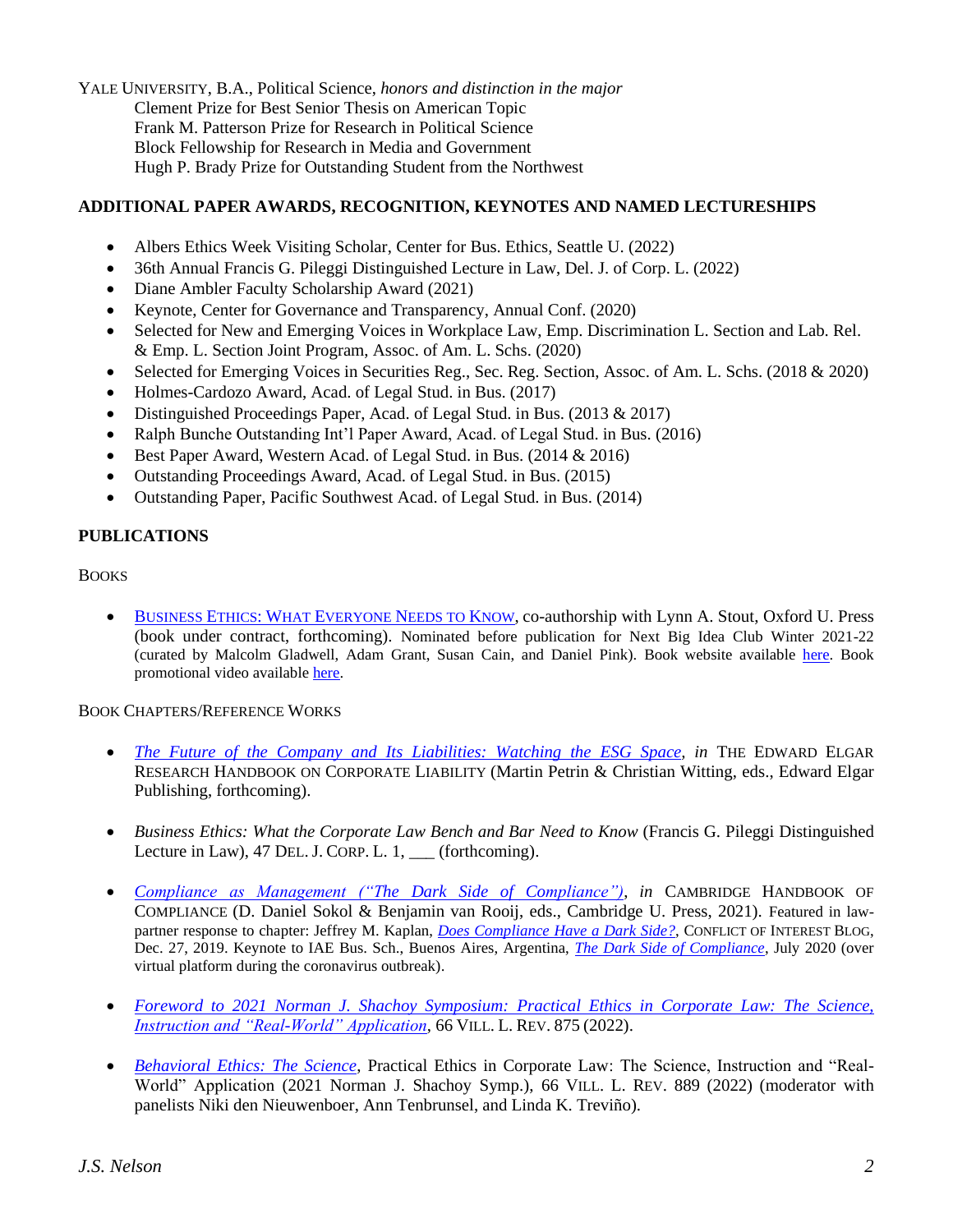YALE UNIVERSITY, B.A., Political Science, *honors and distinction in the major*

Clement Prize for Best Senior Thesis on American Topic
Frank M. Patterson Prize for Research in Political Science
Block Fellowship for Research in Media and Government
Hugh P. Brady Prize for Outstanding Student from the Northwest

## ADDITIONAL PAPER AWARDS, RECOGNITION, KEYNOTES AND NAMED LECTURESHIPS

- Albers Ethics Week Visiting Scholar, Center for Bus. Ethics, Seattle U. (2022)
- 36th Annual Francis G. Pileggi Distinguished Lecture in Law, Del. J. of Corp. L. (2022)
- Diane Ambler Faculty Scholarship Award (2021)
- Keynote, Center for Governance and Transparency, Annual Conf. (2020)
- Selected for New and Emerging Voices in Workplace Law, Emp. Discrimination L. Section and Lab. Rel. & Emp. L. Section Joint Program, Assoc. of Am. L. Schs. (2020)
- Selected for Emerging Voices in Securities Reg., Sec. Reg. Section, Assoc. of Am. L. Schs. (2018 & 2020)
- Holmes-Cardozo Award, Acad. of Legal Stud. in Bus. (2017)
- Distinguished Proceedings Paper, Acad. of Legal Stud. in Bus. (2013 & 2017)
- Ralph Bunche Outstanding Int'l Paper Award, Acad. of Legal Stud. in Bus. (2016)
- Best Paper Award, Western Acad. of Legal Stud. in Bus. (2014 & 2016)
- Outstanding Proceedings Award, Acad. of Legal Stud. in Bus. (2015)
- Outstanding Paper, Pacific Southwest Acad. of Legal Stud. in Bus. (2014)

## PUBLICATIONS

### BOOKS

- BUSINESS ETHICS: WHAT EVERYONE NEEDS TO KNOW, co-authorship with Lynn A. Stout, Oxford U. Press (book under contract, forthcoming). Nominated before publication for Next Big Idea Club Winter 2021-22 (curated by Malcolm Gladwell, Adam Grant, Susan Cain, and Daniel Pink). Book website available here. Book promotional video available here.

### BOOK CHAPTERS/REFERENCE WORKS

- *The Future of the Company and Its Liabilities: Watching the ESG Space*, *in* THE EDWARD ELGAR RESEARCH HANDBOOK ON CORPORATE LIABILITY (Martin Petrin & Christian Witting, eds., Edward Elgar Publishing, forthcoming).

- *Business Ethics: What the Corporate Law Bench and Bar Need to Know* (Francis G. Pileggi Distinguished Lecture in Law), 47 DEL. J. CORP. L. 1, ___ (forthcoming).

- *Compliance as Management ("The Dark Side of Compliance")*, *in* CAMBRIDGE HANDBOOK OF COMPLIANCE (D. Daniel Sokol & Benjamin van Rooij, eds., Cambridge U. Press, 2021). Featured in law-partner response to chapter: Jeffrey M. Kaplan, *Does Compliance Have a Dark Side?*, CONFLICT OF INTEREST BLOG, Dec. 27, 2019. Keynote to IAE Bus. Sch., Buenos Aires, Argentina, *The Dark Side of Compliance*, July 2020 (over virtual platform during the coronavirus outbreak).

- *Foreword to 2021 Norman J. Shachoy Symposium: Practical Ethics in Corporate Law: The Science, Instruction and "Real-World" Application*, 66 VILL. L. REV. 875 (2022).

- *Behavioral Ethics: The Science*, Practical Ethics in Corporate Law: The Science, Instruction and "Real-World" Application (2021 Norman J. Shachoy Symp.), 66 VILL. L. REV. 889 (2022) (moderator with panelists Niki den Nieuwenboer, Ann Tenbrunsel, and Linda K. Treviño).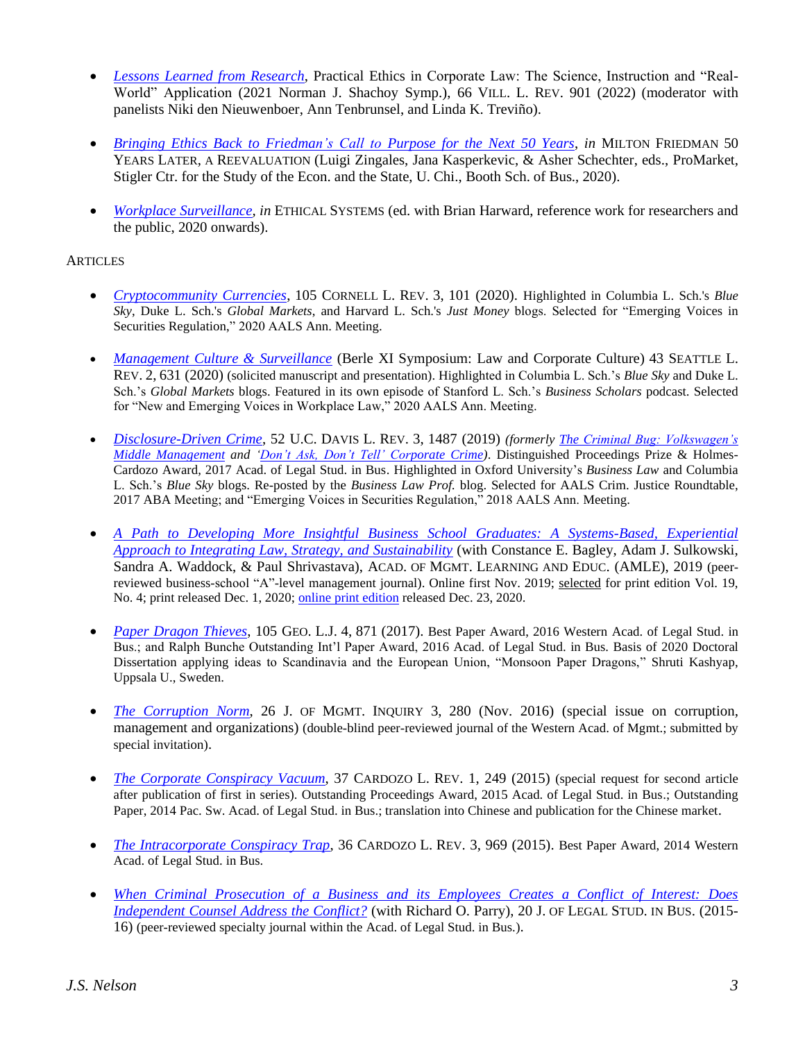- *Lessons Learned from Research*, Practical Ethics in Corporate Law: The Science, Instruction and "Real-World" Application (2021 Norman J. Shachoy Symp.), 66 VILL. L. REV. 901 (2022) (moderator with panelists Niki den Nieuwenboer, Ann Tenbrunsel, and Linda K. Treviño).

- *Bringing Ethics Back to Friedman's Call to Purpose for the Next 50 Years*, ***in*** MILTON FRIEDMAN 50 YEARS LATER, A REEVALUATION (Luigi Zingales, Jana Kasperkevic, & Asher Schechter, eds., ProMarket, Stigler Ctr. for the Study of the Econ. and the State, U. Chi., Booth Sch. of Bus., 2020).

- *Workplace Surveillance*, ***in*** ETHICAL SYSTEMS (ed. with Brian Harward, reference work for researchers and the public, 2020 onwards).

ARTICLES

- *Cryptocommunity Currencies*, 105 CORNELL L. REV. 3, 101 (2020). Highlighted in Columbia L. Sch.'s *Blue Sky*, Duke L. Sch.'s *Global Markets*, and Harvard L. Sch.'s *Just Money* blogs. Selected for "Emerging Voices in Securities Regulation," 2020 AALS Ann. Meeting.

- *Management Culture & Surveillance* (Berle XI Symposium: Law and Corporate Culture) 43 SEATTLE L. REV. 2, 631 (2020) (solicited manuscript and presentation). Highlighted in Columbia L. Sch.'s *Blue Sky* and Duke L. Sch.'s *Global Markets* blogs. Featured in its own episode of Stanford L. Sch.'s *Business Scholars* podcast. Selected for "New and Emerging Voices in Workplace Law," 2020 AALS Ann. Meeting.

- *Disclosure-Driven Crime*, 52 U.C. DAVIS L. REV. 3, 1487 (2019) *(formerly The Criminal Bug: Volkswagen's Middle Management and 'Don't Ask, Don't Tell' Corporate Crime)*. Distinguished Proceedings Prize & Holmes-Cardozo Award, 2017 Acad. of Legal Stud. in Bus. Highlighted in Oxford University's *Business Law* and Columbia L. Sch.'s *Blue Sky* blogs. Re-posted by the *Business Law Prof.* blog. Selected for AALS Crim. Justice Roundtable, 2017 ABA Meeting; and "Emerging Voices in Securities Regulation," 2018 AALS Ann. Meeting.

- *A Path to Developing More Insightful Business School Graduates: A Systems-Based, Experiential Approach to Integrating Law, Strategy, and Sustainability* (with Constance E. Bagley, Adam J. Sulkowski, Sandra A. Waddock, & Paul Shrivastava), ACAD. OF MGMT. LEARNING AND EDUC. (AMLE), 2019 (peer-reviewed business-school "A"-level management journal). Online first Nov. 2019; selected for print edition Vol. 19, No. 4; print released Dec. 1, 2020; online print edition released Dec. 23, 2020.

- *Paper Dragon Thieves*, 105 GEO. L.J. 4, 871 (2017). Best Paper Award, 2016 Western Acad. of Legal Stud. in Bus.; and Ralph Bunche Outstanding Int'l Paper Award, 2016 Acad. of Legal Stud. in Bus. Basis of 2020 Doctoral Dissertation applying ideas to Scandinavia and the European Union, "Monsoon Paper Dragons," Shruti Kashyap, Uppsala U., Sweden.

- *The Corruption Norm*, 26 J. OF MGMT. INQUIRY 3, 280 (Nov. 2016) (special issue on corruption, management and organizations) (double-blind peer-reviewed journal of the Western Acad. of Mgmt.; submitted by special invitation).

- *The Corporate Conspiracy Vacuum*, 37 CARDOZO L. REV. 1, 249 (2015) (special request for second article after publication of first in series). Outstanding Proceedings Award, 2015 Acad. of Legal Stud. in Bus.; Outstanding Paper, 2014 Pac. Sw. Acad. of Legal Stud. in Bus.; translation into Chinese and publication for the Chinese market.

- *The Intracorporate Conspiracy Trap*, 36 CARDOZO L. REV. 3, 969 (2015). Best Paper Award, 2014 Western Acad. of Legal Stud. in Bus.

- *When Criminal Prosecution of a Business and its Employees Creates a Conflict of Interest: Does Independent Counsel Address the Conflict?* (with Richard O. Parry), 20 J. OF LEGAL STUD. IN BUS. (2015-16) (peer-reviewed specialty journal within the Acad. of Legal Stud. in Bus.).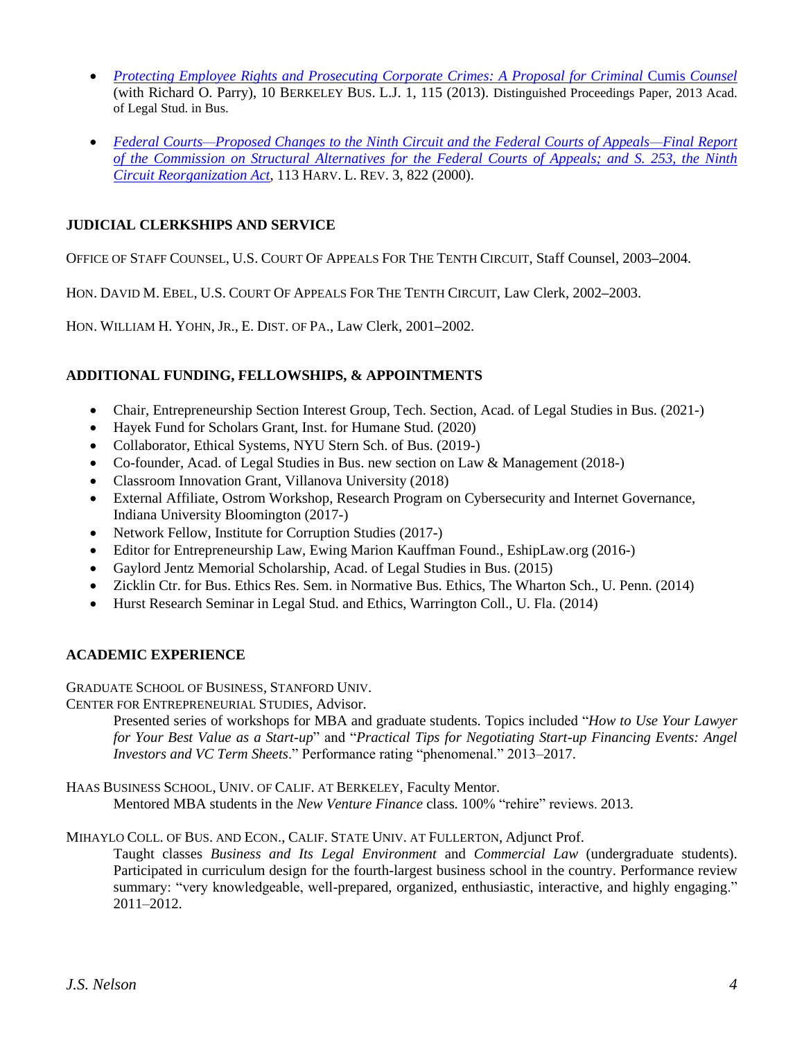- *Protecting Employee Rights and Prosecuting Corporate Crimes: A Proposal for Criminal* Cumis *Counsel* (with Richard O. Parry), 10 BERKELEY BUS. L.J. 1, 115 (2013). Distinguished Proceedings Paper, 2013 Acad. of Legal Stud. in Bus.

- *Federal Courts—Proposed Changes to the Ninth Circuit and the Federal Courts of Appeals—Final Report of the Commission on Structural Alternatives for the Federal Courts of Appeals; and S. 253, the Ninth Circuit Reorganization Act*, 113 HARV. L. REV. 3, 822 (2000).

## JUDICIAL CLERKSHIPS AND SERVICE

OFFICE OF STAFF COUNSEL, U.S. COURT OF APPEALS FOR THE TENTH CIRCUIT, Staff Counsel, 2003–2004.

HON. DAVID M. EBEL, U.S. COURT OF APPEALS FOR THE TENTH CIRCUIT, Law Clerk, 2002–2003.

HON. WILLIAM H. YOHN, JR., E. DIST. OF PA., Law Clerk, 2001–2002.

## ADDITIONAL FUNDING, FELLOWSHIPS, & APPOINTMENTS

- Chair, Entrepreneurship Section Interest Group, Tech. Section, Acad. of Legal Studies in Bus. (2021-)
- Hayek Fund for Scholars Grant, Inst. for Humane Stud. (2020)
- Collaborator, Ethical Systems, NYU Stern Sch. of Bus. (2019-)
- Co-founder, Acad. of Legal Studies in Bus. new section on Law & Management (2018-)
- Classroom Innovation Grant, Villanova University (2018)
- External Affiliate, Ostrom Workshop, Research Program on Cybersecurity and Internet Governance, Indiana University Bloomington (2017-)
- Network Fellow, Institute for Corruption Studies (2017-)
- Editor for Entrepreneurship Law, Ewing Marion Kauffman Found., EshipLaw.org (2016-)
- Gaylord Jentz Memorial Scholarship, Acad. of Legal Studies in Bus. (2015)
- Zicklin Ctr. for Bus. Ethics Res. Sem. in Normative Bus. Ethics, The Wharton Sch., U. Penn. (2014)
- Hurst Research Seminar in Legal Stud. and Ethics, Warrington Coll., U. Fla. (2014)

## ACADEMIC EXPERIENCE

GRADUATE SCHOOL OF BUSINESS, STANFORD UNIV.
CENTER FOR ENTREPRENEURIAL STUDIES, Advisor.

> Presented series of workshops for MBA and graduate students. Topics included "*How to Use Your Lawyer for Your Best Value as a Start-up*" and "*Practical Tips for Negotiating Start-up Financing Events: Angel Investors and VC Term Sheets*." Performance rating "phenomenal." 2013–2017.

HAAS BUSINESS SCHOOL, UNIV. OF CALIF. AT BERKELEY, Faculty Mentor.

> Mentored MBA students in the *New Venture Finance* class. 100% "rehire" reviews. 2013.

MIHAYLO COLL. OF BUS. AND ECON., CALIF. STATE UNIV. AT FULLERTON, Adjunct Prof.

> Taught classes *Business and Its Legal Environment* and *Commercial Law* (undergraduate students). Participated in curriculum design for the fourth-largest business school in the country. Performance review summary: "very knowledgeable, well-prepared, organized, enthusiastic, interactive, and highly engaging." 2011–2012.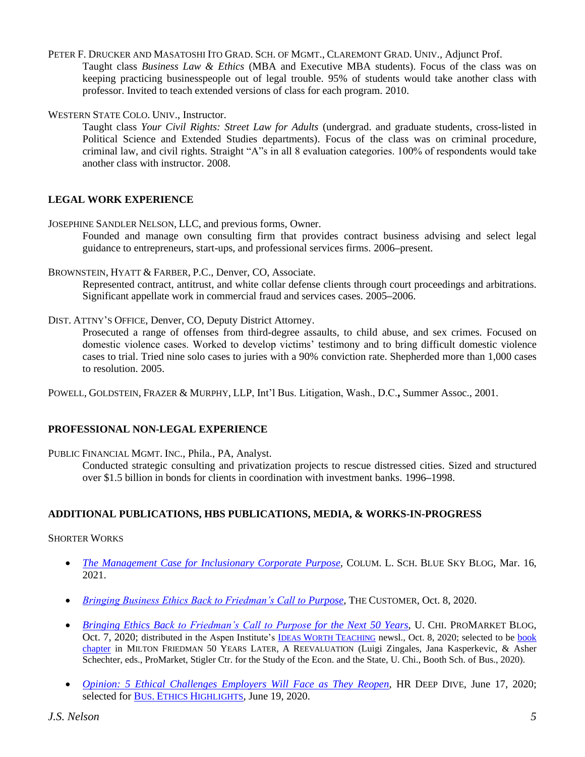PETER F. DRUCKER AND MASATOSHI ITO GRAD. SCH. OF MGMT., CLAREMONT GRAD. UNIV., Adjunct Prof.

Taught class *Business Law & Ethics* (MBA and Executive MBA students). Focus of the class was on keeping practicing businesspeople out of legal trouble. 95% of students would take another class with professor. Invited to teach extended versions of class for each program. 2010.

WESTERN STATE COLO. UNIV., Instructor.

Taught class *Your Civil Rights: Street Law for Adults* (undergrad. and graduate students, cross-listed in Political Science and Extended Studies departments). Focus of the class was on criminal procedure, criminal law, and civil rights. Straight "A"s in all 8 evaluation categories. 100% of respondents would take another class with instructor. 2008.

## LEGAL WORK EXPERIENCE

JOSEPHINE SANDLER NELSON, LLC, and previous forms, Owner.

Founded and manage own consulting firm that provides contract business advising and select legal guidance to entrepreneurs, start-ups, and professional services firms. 2006–present.

BROWNSTEIN, HYATT & FARBER, P.C., Denver, CO, Associate.

Represented contract, antitrust, and white collar defense clients through court proceedings and arbitrations. Significant appellate work in commercial fraud and services cases. 2005–2006.

DIST. ATTNY'S OFFICE, Denver, CO, Deputy District Attorney.

Prosecuted a range of offenses from third-degree assaults, to child abuse, and sex crimes. Focused on domestic violence cases. Worked to develop victims' testimony and to bring difficult domestic violence cases to trial. Tried nine solo cases to juries with a 90% conviction rate. Shepherded more than 1,000 cases to resolution. 2005.

POWELL, GOLDSTEIN, FRAZER & MURPHY, LLP, Int'l Bus. Litigation, Wash., D.C.**,** Summer Assoc., 2001.

## PROFESSIONAL NON-LEGAL EXPERIENCE

PUBLIC FINANCIAL MGMT. INC., Phila., PA, Analyst.

Conducted strategic consulting and privatization projects to rescue distressed cities. Sized and structured over $1.5 billion in bonds for clients in coordination with investment banks. 1996–1998.

## ADDITIONAL PUBLICATIONS, HBS PUBLICATIONS, MEDIA, & WORKS-IN-PROGRESS

SHORTER WORKS

- *The Management Case for Inclusionary Corporate Purpose*, COLUM. L. SCH. BLUE SKY BLOG, Mar. 16, 2021.

- *Bringing Business Ethics Back to Friedman's Call to Purpose*, THE CUSTOMER, Oct. 8, 2020.

- *Bringing Ethics Back to Friedman's Call to Purpose for the Next 50 Years*, U. CHI. PROMARKET BLOG, Oct. 7, 2020; distributed in the Aspen Institute's IDEAS WORTH TEACHING newsl., Oct. 8, 2020; selected to be book chapter in MILTON FRIEDMAN 50 YEARS LATER, A REEVALUATION (Luigi Zingales, Jana Kasperkevic, & Asher Schechter, eds., ProMarket, Stigler Ctr. for the Study of the Econ. and the State, U. Chi., Booth Sch. of Bus., 2020).

- *Opinion: 5 Ethical Challenges Employers Will Face as They Reopen*, HR DEEP DIVE, June 17, 2020; selected for BUS. ETHICS HIGHLIGHTS, June 19, 2020.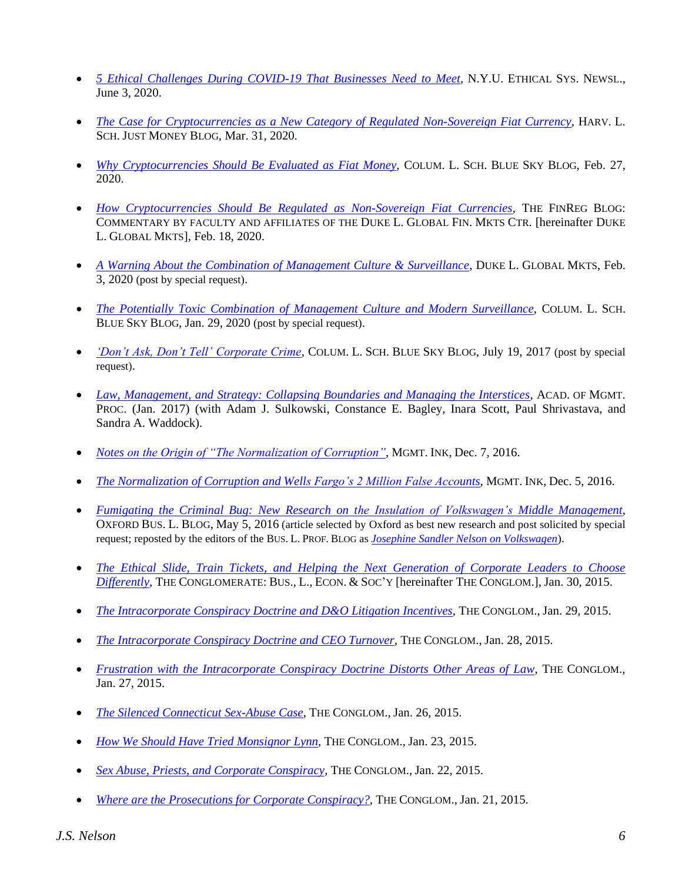- *5 Ethical Challenges During COVID-19 That Businesses Need to Meet*, N.Y.U. ETHICAL SYS. NEWSL., June 3, 2020.

- *The Case for Cryptocurrencies as a New Category of Regulated Non-Sovereign Fiat Currency*, HARV. L. SCH. JUST MONEY BLOG, Mar. 31, 2020.

- *Why Cryptocurrencies Should Be Evaluated as Fiat Money*, COLUM. L. SCH. BLUE SKY BLOG, Feb. 27, 2020.

- *How Cryptocurrencies Should Be Regulated as Non-Sovereign Fiat Currencies*, THE FINREG BLOG: COMMENTARY BY FACULTY AND AFFILIATES OF THE DUKE L. GLOBAL FIN. MKTS CTR. [hereinafter DUKE L. GLOBAL MKTS], Feb. 18, 2020.

- *A Warning About the Combination of Management Culture & Surveillance*, DUKE L. GLOBAL MKTS, Feb. 3, 2020 (post by special request).

- *The Potentially Toxic Combination of Management Culture and Modern Surveillance*, COLUM. L. SCH. BLUE SKY BLOG, Jan. 29, 2020 (post by special request).

- *'Don't Ask, Don't Tell' Corporate Crime*, COLUM. L. SCH. BLUE SKY BLOG, July 19, 2017 (post by special request).

- *Law, Management, and Strategy: Collapsing Boundaries and Managing the Interstices*, ACAD. OF MGMT. PROC. (Jan. 2017) (with Adam J. Sulkowski, Constance E. Bagley, Inara Scott, Paul Shrivastava, and Sandra A. Waddock).

- *Notes on the Origin of "The Normalization of Corruption"*, MGMT. INK, Dec. 7, 2016.

- *The Normalization of Corruption and Wells Fargo's 2 Million False Accounts*, MGMT. INK, Dec. 5, 2016.

- *Fumigating the Criminal Bug: New Research on the Insulation of Volkswagen's Middle Management*, OXFORD BUS. L. BLOG, May 5, 2016 (article selected by Oxford as best new research and post solicited by special request; reposted by the editors of the BUS. L. PROF. BLOG as *Josephine Sandler Nelson on Volkswagen*).

- *The Ethical Slide, Train Tickets, and Helping the Next Generation of Corporate Leaders to Choose Differently*, THE CONGLOMERATE: BUS., L., ECON. & SOC'Y [hereinafter THE CONGLOM.], Jan. 30, 2015.

- *The Intracorporate Conspiracy Doctrine and D&O Litigation Incentives*, THE CONGLOM., Jan. 29, 2015.

- *The Intracorporate Conspiracy Doctrine and CEO Turnover*, THE CONGLOM., Jan. 28, 2015.

- *Frustration with the Intracorporate Conspiracy Doctrine Distorts Other Areas of Law*, THE CONGLOM., Jan. 27, 2015.

- *The Silenced Connecticut Sex-Abuse Case*, THE CONGLOM., Jan. 26, 2015.

- *How We Should Have Tried Monsignor Lynn*, THE CONGLOM., Jan. 23, 2015.

- *Sex Abuse, Priests, and Corporate Conspiracy*, THE CONGLOM., Jan. 22, 2015.

- *Where are the Prosecutions for Corporate Conspiracy?*, THE CONGLOM., Jan. 21, 2015.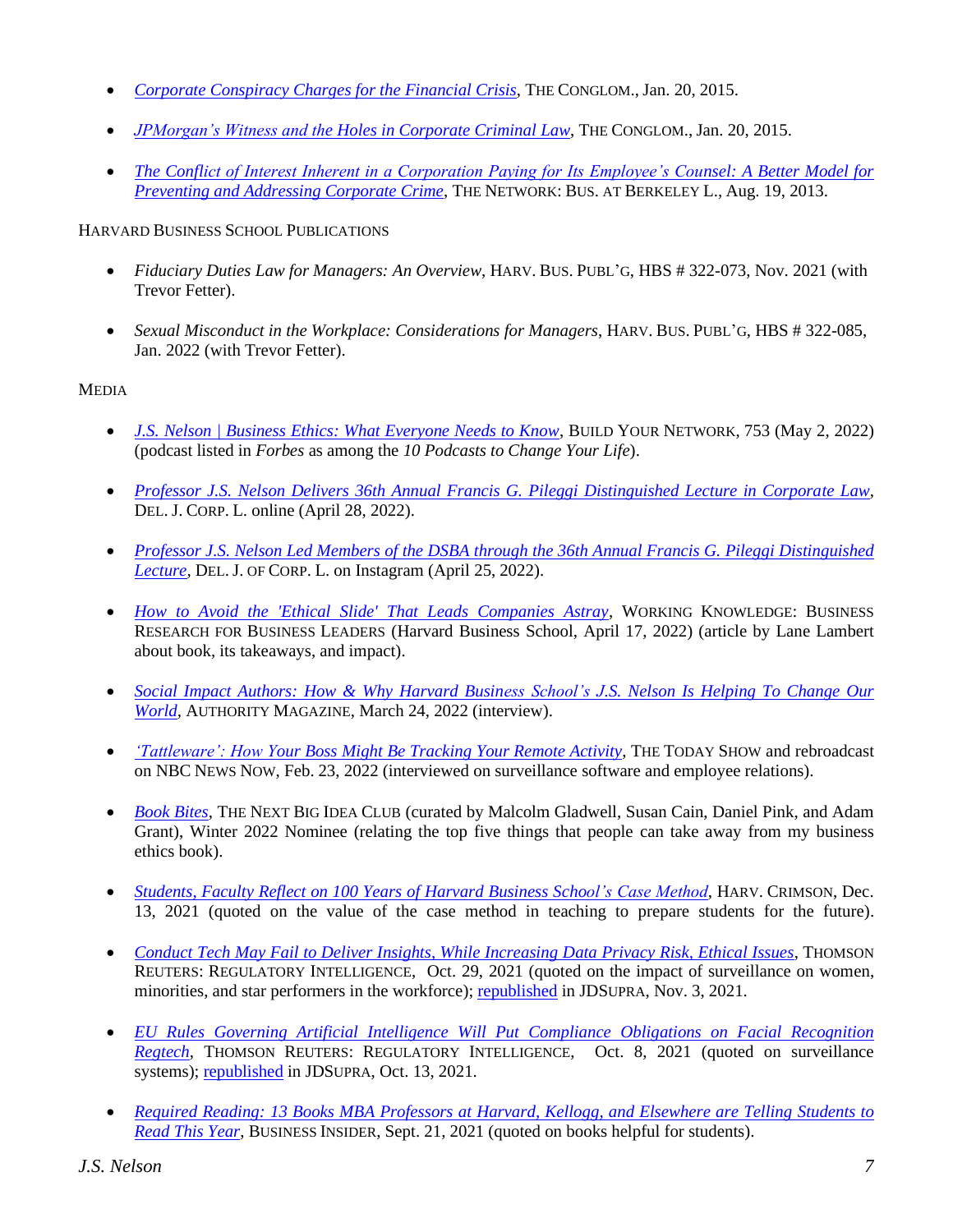- *Corporate Conspiracy Charges for the Financial Crisis*, THE CONGLOM., Jan. 20, 2015.

- *JPMorgan's Witness and the Holes in Corporate Criminal Law*, THE CONGLOM., Jan. 20, 2015.

- *The Conflict of Interest Inherent in a Corporation Paying for Its Employee's Counsel: A Better Model for Preventing and Addressing Corporate Crime*, THE NETWORK: BUS. AT BERKELEY L., Aug. 19, 2013.

HARVARD BUSINESS SCHOOL PUBLICATIONS

- *Fiduciary Duties Law for Managers: An Overview*, HARV. BUS. PUBL'G, HBS # 322-073, Nov. 2021 (with Trevor Fetter).

- *Sexual Misconduct in the Workplace: Considerations for Managers*, HARV. BUS. PUBL'G, HBS # 322-085, Jan. 2022 (with Trevor Fetter).

MEDIA

- *J.S. Nelson | Business Ethics: What Everyone Needs to Know*, BUILD YOUR NETWORK, 753 (May 2, 2022) (podcast listed in *Forbes* as among the *10 Podcasts to Change Your Life*).

- *Professor J.S. Nelson Delivers 36th Annual Francis G. Pileggi Distinguished Lecture in Corporate Law*, DEL. J. CORP. L. online (April 28, 2022).

- *Professor J.S. Nelson Led Members of the DSBA through the 36th Annual Francis G. Pileggi Distinguished Lecture*, DEL. J. OF CORP. L. on Instagram (April 25, 2022).

- *How to Avoid the 'Ethical Slide' That Leads Companies Astray*, WORKING KNOWLEDGE: BUSINESS RESEARCH FOR BUSINESS LEADERS (Harvard Business School, April 17, 2022) (article by Lane Lambert about book, its takeaways, and impact).

- *Social Impact Authors: How & Why Harvard Business School's J.S. Nelson Is Helping To Change Our World*, AUTHORITY MAGAZINE, March 24, 2022 (interview).

- *'Tattleware': How Your Boss Might Be Tracking Your Remote Activity*, THE TODAY SHOW and rebroadcast on NBC NEWS NOW, Feb. 23, 2022 (interviewed on surveillance software and employee relations).

- *Book Bites*, THE NEXT BIG IDEA CLUB (curated by Malcolm Gladwell, Susan Cain, Daniel Pink, and Adam Grant), Winter 2022 Nominee (relating the top five things that people can take away from my business ethics book).

- *Students, Faculty Reflect on 100 Years of Harvard Business School's Case Method*, HARV. CRIMSON, Dec. 13, 2021 (quoted on the value of the case method in teaching to prepare students for the future).

- *Conduct Tech May Fail to Deliver Insights, While Increasing Data Privacy Risk, Ethical Issues*, THOMSON REUTERS: REGULATORY INTELLIGENCE, Oct. 29, 2021 (quoted on the impact of surveillance on women, minorities, and star performers in the workforce); republished in JDSUPRA, Nov. 3, 2021.

- *EU Rules Governing Artificial Intelligence Will Put Compliance Obligations on Facial Recognition Regtech*, THOMSON REUTERS: REGULATORY INTELLIGENCE, Oct. 8, 2021 (quoted on surveillance systems); republished in JDSUPRA, Oct. 13, 2021.

- *Required Reading: 13 Books MBA Professors at Harvard, Kellogg, and Elsewhere are Telling Students to Read This Year*, BUSINESS INSIDER, Sept. 21, 2021 (quoted on books helpful for students).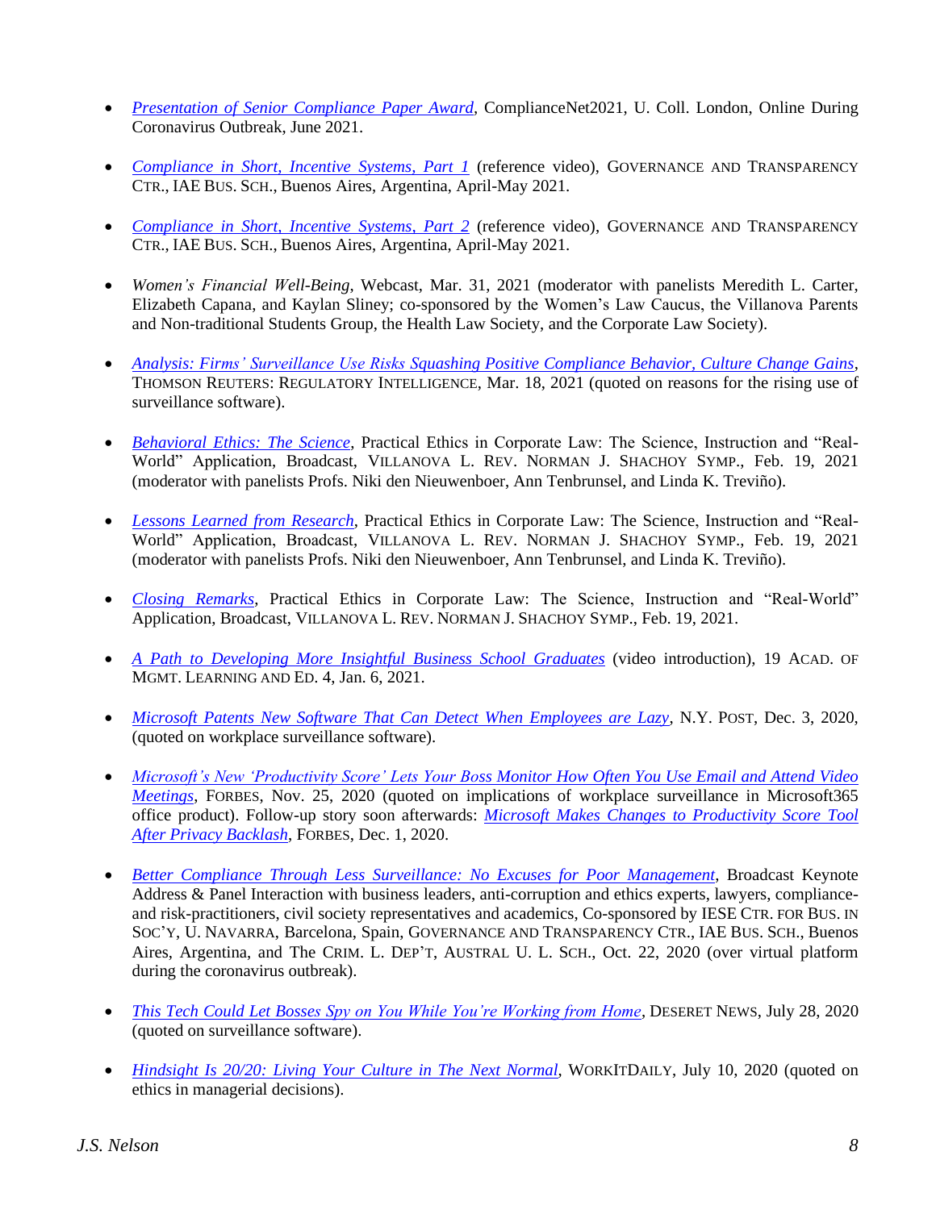- *Presentation of Senior Compliance Paper Award*, ComplianceNet2021, U. Coll. London, Online During Coronavirus Outbreak, June 2021.

- *Compliance in Short, Incentive Systems, Part 1* (reference video), GOVERNANCE AND TRANSPARENCY CTR., IAE BUS. SCH., Buenos Aires, Argentina, April-May 2021.

- *Compliance in Short, Incentive Systems, Part 2* (reference video), GOVERNANCE AND TRANSPARENCY CTR., IAE BUS. SCH., Buenos Aires, Argentina, April-May 2021.

- *Women's Financial Well-Being*, Webcast, Mar. 31, 2021 (moderator with panelists Meredith L. Carter, Elizabeth Capana, and Kaylan Sliney; co-sponsored by the Women's Law Caucus, the Villanova Parents and Non-traditional Students Group, the Health Law Society, and the Corporate Law Society).

- *Analysis: Firms' Surveillance Use Risks Squashing Positive Compliance Behavior, Culture Change Gains*, THOMSON REUTERS: REGULATORY INTELLIGENCE, Mar. 18, 2021 (quoted on reasons for the rising use of surveillance software).

- *Behavioral Ethics: The Science*, Practical Ethics in Corporate Law: The Science, Instruction and "Real-World" Application, Broadcast, VILLANOVA L. REV. NORMAN J. SHACHOY SYMP., Feb. 19, 2021 (moderator with panelists Profs. Niki den Nieuwenboer, Ann Tenbrunsel, and Linda K. Treviño).

- *Lessons Learned from Research*, Practical Ethics in Corporate Law: The Science, Instruction and "Real-World" Application, Broadcast, VILLANOVA L. REV. NORMAN J. SHACHOY SYMP., Feb. 19, 2021 (moderator with panelists Profs. Niki den Nieuwenboer, Ann Tenbrunsel, and Linda K. Treviño).

- *Closing Remarks*, Practical Ethics in Corporate Law: The Science, Instruction and "Real-World" Application, Broadcast, VILLANOVA L. REV. NORMAN J. SHACHOY SYMP., Feb. 19, 2021.

- *A Path to Developing More Insightful Business School Graduates* (video introduction), 19 ACAD. OF MGMT. LEARNING AND ED. 4, Jan. 6, 2021.

- *Microsoft Patents New Software That Can Detect When Employees are Lazy*, N.Y. POST, Dec. 3, 2020, (quoted on workplace surveillance software).

- *Microsoft's New 'Productivity Score' Lets Your Boss Monitor How Often You Use Email and Attend Video Meetings*, FORBES, Nov. 25, 2020 (quoted on implications of workplace surveillance in Microsoft365 office product). Follow-up story soon afterwards: *Microsoft Makes Changes to Productivity Score Tool After Privacy Backlash*, FORBES, Dec. 1, 2020.

- *Better Compliance Through Less Surveillance: No Excuses for Poor Management*, Broadcast Keynote Address & Panel Interaction with business leaders, anti-corruption and ethics experts, lawyers, compliance- and risk-practitioners, civil society representatives and academics, Co-sponsored by IESE CTR. FOR BUS. IN SOC'Y, U. NAVARRA, Barcelona, Spain, GOVERNANCE AND TRANSPARENCY CTR., IAE BUS. SCH., Buenos Aires, Argentina, and The CRIM. L. DEP'T, AUSTRAL U. L. SCH., Oct. 22, 2020 (over virtual platform during the coronavirus outbreak).

- *This Tech Could Let Bosses Spy on You While You're Working from Home*, DESERET NEWS, July 28, 2020 (quoted on surveillance software).

- *Hindsight Is 20/20: Living Your Culture in The Next Normal*, WORKITDAILY, July 10, 2020 (quoted on ethics in managerial decisions).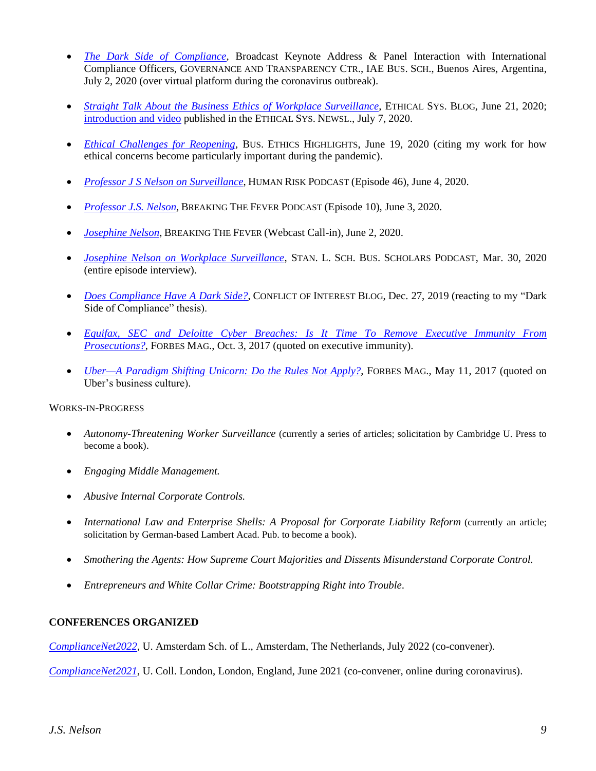- *The Dark Side of Compliance*, Broadcast Keynote Address & Panel Interaction with International Compliance Officers, GOVERNANCE AND TRANSPARENCY CTR., IAE BUS. SCH., Buenos Aires, Argentina, July 2, 2020 (over virtual platform during the coronavirus outbreak).

- *Straight Talk About the Business Ethics of Workplace Surveillance*, ETHICAL SYS. BLOG, June 21, 2020; introduction and video published in the ETHICAL SYS. NEWSL., July 7, 2020.

- *Ethical Challenges for Reopening*, BUS. ETHICS HIGHLIGHTS, June 19, 2020 (citing my work for how ethical concerns become particularly important during the pandemic).

- *Professor J S Nelson on Surveillance*, HUMAN RISK PODCAST (Episode 46), June 4, 2020.

- *Professor J.S. Nelson*, BREAKING THE FEVER PODCAST (Episode 10), June 3, 2020.

- *Josephine Nelson*, BREAKING THE FEVER (Webcast Call-in), June 2, 2020.

- *Josephine Nelson on Workplace Surveillance*, STAN. L. SCH. BUS. SCHOLARS PODCAST, Mar. 30, 2020 (entire episode interview).

- *Does Compliance Have A Dark Side?*, CONFLICT OF INTEREST BLOG, Dec. 27, 2019 (reacting to my "Dark Side of Compliance" thesis).

- *Equifax, SEC and Deloitte Cyber Breaches: Is It Time To Remove Executive Immunity From Prosecutions?*, FORBES MAG., Oct. 3, 2017 (quoted on executive immunity).

- *Uber—A Paradigm Shifting Unicorn: Do the Rules Not Apply?*, FORBES MAG., May 11, 2017 (quoted on Uber's business culture).

WORKS-IN-PROGRESS

- *Autonomy-Threatening Worker Surveillance* (currently a series of articles; solicitation by Cambridge U. Press to become a book).

- *Engaging Middle Management.*

- *Abusive Internal Corporate Controls.*

- *International Law and Enterprise Shells: A Proposal for Corporate Liability Reform* (currently an article; solicitation by German-based Lambert Acad. Pub. to become a book).

- *Smothering the Agents: How Supreme Court Majorities and Dissents Misunderstand Corporate Control.*

- *Entrepreneurs and White Collar Crime: Bootstrapping Right into Trouble.*

## CONFERENCES ORGANIZED

*ComplianceNet2022*, U. Amsterdam Sch. of L., Amsterdam, The Netherlands, July 2022 (co-convener).

*ComplianceNet2021*, U. Coll. London, London, England, June 2021 (co-convener, online during coronavirus).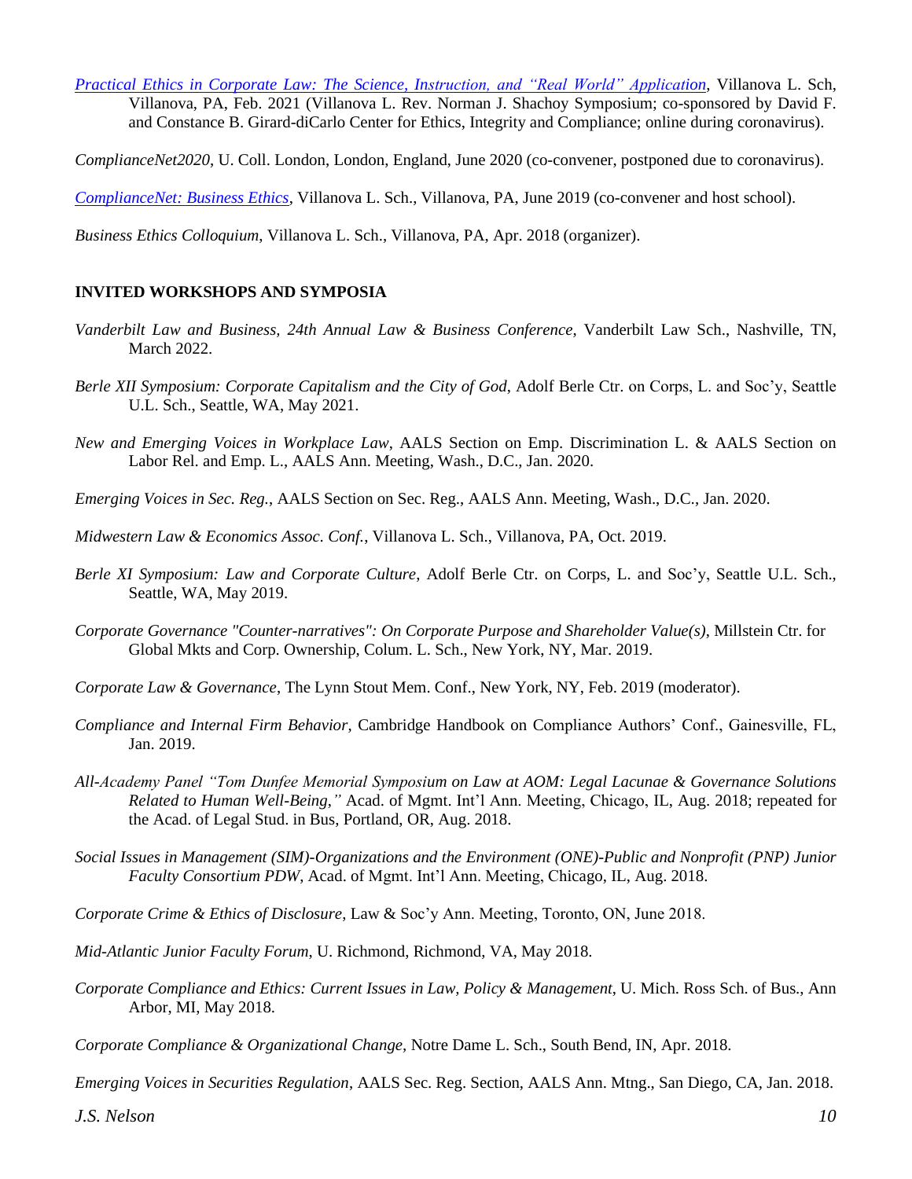*Practical Ethics in Corporate Law: The Science, Instruction, and "Real World" Application*, Villanova L. Sch, Villanova, PA, Feb. 2021 (Villanova L. Rev. Norman J. Shachoy Symposium; co-sponsored by David F. and Constance B. Girard-diCarlo Center for Ethics, Integrity and Compliance; online during coronavirus).

*ComplianceNet2020*, U. Coll. London, London, England, June 2020 (co-convener, postponed due to coronavirus).

*ComplianceNet: Business Ethics*, Villanova L. Sch., Villanova, PA, June 2019 (co-convener and host school).

*Business Ethics Colloquium*, Villanova L. Sch., Villanova, PA, Apr. 2018 (organizer).

**INVITED WORKSHOPS AND SYMPOSIA**

*Vanderbilt Law and Business, 24th Annual Law & Business Conference*, Vanderbilt Law Sch., Nashville, TN, March 2022.

*Berle XII Symposium: Corporate Capitalism and the City of God*, Adolf Berle Ctr. on Corps, L. and Soc'y, Seattle U.L. Sch., Seattle, WA, May 2021.

*New and Emerging Voices in Workplace Law*, AALS Section on Emp. Discrimination L. & AALS Section on Labor Rel. and Emp. L., AALS Ann. Meeting, Wash., D.C., Jan. 2020.

*Emerging Voices in Sec. Reg.*, AALS Section on Sec. Reg., AALS Ann. Meeting, Wash., D.C., Jan. 2020.

*Midwestern Law & Economics Assoc. Conf.*, Villanova L. Sch., Villanova, PA, Oct. 2019.

*Berle XI Symposium: Law and Corporate Culture*, Adolf Berle Ctr. on Corps, L. and Soc'y, Seattle U.L. Sch., Seattle, WA, May 2019.

*Corporate Governance "Counter-narratives": On Corporate Purpose and Shareholder Value(s)*, Millstein Ctr. for Global Mkts and Corp. Ownership, Colum. L. Sch., New York, NY, Mar. 2019.

*Corporate Law & Governance*, The Lynn Stout Mem. Conf., New York, NY, Feb. 2019 (moderator).

*Compliance and Internal Firm Behavior*, Cambridge Handbook on Compliance Authors' Conf., Gainesville, FL, Jan. 2019.

*All-Academy Panel "Tom Dunfee Memorial Symposium on Law at AOM: Legal Lacunae & Governance Solutions Related to Human Well-Being,"* Acad. of Mgmt. Int'l Ann. Meeting, Chicago, IL, Aug. 2018; repeated for the Acad. of Legal Stud. in Bus, Portland, OR, Aug. 2018.

*Social Issues in Management (SIM)-Organizations and the Environment (ONE)-Public and Nonprofit (PNP) Junior Faculty Consortium PDW*, Acad. of Mgmt. Int'l Ann. Meeting, Chicago, IL, Aug. 2018.

*Corporate Crime & Ethics of Disclosure*, Law & Soc'y Ann. Meeting, Toronto, ON, June 2018.

*Mid-Atlantic Junior Faculty Forum*, U. Richmond, Richmond, VA, May 2018.

*Corporate Compliance and Ethics: Current Issues in Law, Policy & Management*, U. Mich. Ross Sch. of Bus., Ann Arbor, MI, May 2018.

*Corporate Compliance & Organizational Change*, Notre Dame L. Sch., South Bend, IN, Apr. 2018.

*Emerging Voices in Securities Regulation*, AALS Sec. Reg. Section, AALS Ann. Mtng., San Diego, CA, Jan. 2018.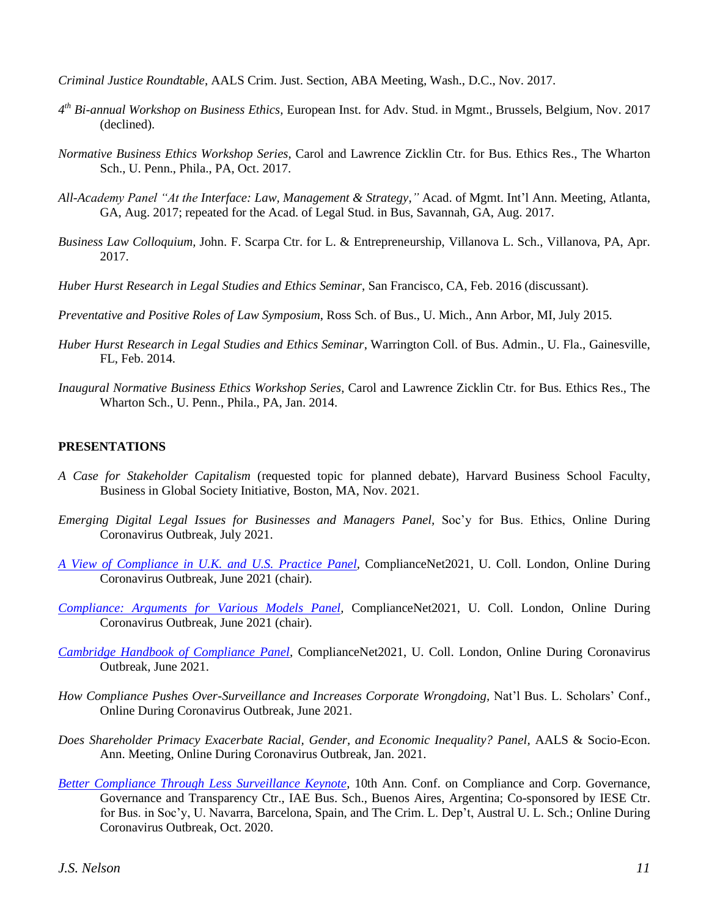*Criminal Justice Roundtable*, AALS Crim. Just. Section, ABA Meeting, Wash., D.C., Nov. 2017.

*4th Bi-annual Workshop on Business Ethics*, European Inst. for Adv. Stud. in Mgmt., Brussels, Belgium, Nov. 2017 (declined).

*Normative Business Ethics Workshop Series*, Carol and Lawrence Zicklin Ctr. for Bus. Ethics Res., The Wharton Sch., U. Penn., Phila., PA, Oct. 2017.

*All-Academy Panel "At the Interface: Law, Management & Strategy,"* Acad. of Mgmt. Int'l Ann. Meeting, Atlanta, GA, Aug. 2017; repeated for the Acad. of Legal Stud. in Bus, Savannah, GA, Aug. 2017.

*Business Law Colloquium*, John. F. Scarpa Ctr. for L. & Entrepreneurship, Villanova L. Sch., Villanova, PA, Apr. 2017.

*Huber Hurst Research in Legal Studies and Ethics Seminar*, San Francisco, CA, Feb. 2016 (discussant).

*Preventative and Positive Roles of Law Symposium*, Ross Sch. of Bus., U. Mich., Ann Arbor, MI, July 2015.

*Huber Hurst Research in Legal Studies and Ethics Seminar*, Warrington Coll. of Bus. Admin., U. Fla., Gainesville, FL, Feb. 2014.

*Inaugural Normative Business Ethics Workshop Series*, Carol and Lawrence Zicklin Ctr. for Bus. Ethics Res., The Wharton Sch., U. Penn., Phila., PA, Jan. 2014.

**PRESENTATIONS**

*A Case for Stakeholder Capitalism* (requested topic for planned debate), Harvard Business School Faculty, Business in Global Society Initiative, Boston, MA, Nov. 2021.

*Emerging Digital Legal Issues for Businesses and Managers Panel*, Soc'y for Bus. Ethics, Online During Coronavirus Outbreak, July 2021.

*A View of Compliance in U.K. and U.S. Practice Panel*, ComplianceNet2021, U. Coll. London, Online During Coronavirus Outbreak, June 2021 (chair).

*Compliance: Arguments for Various Models Panel*, ComplianceNet2021, U. Coll. London, Online During Coronavirus Outbreak, June 2021 (chair).

*Cambridge Handbook of Compliance Panel*, ComplianceNet2021, U. Coll. London, Online During Coronavirus Outbreak, June 2021.

*How Compliance Pushes Over-Surveillance and Increases Corporate Wrongdoing*, Nat'l Bus. L. Scholars' Conf., Online During Coronavirus Outbreak, June 2021.

*Does Shareholder Primacy Exacerbate Racial, Gender, and Economic Inequality? Panel*, AALS & Socio-Econ. Ann. Meeting, Online During Coronavirus Outbreak, Jan. 2021.

*Better Compliance Through Less Surveillance Keynote*, 10th Ann. Conf. on Compliance and Corp. Governance, Governance and Transparency Ctr., IAE Bus. Sch., Buenos Aires, Argentina; Co-sponsored by IESE Ctr. for Bus. in Soc'y, U. Navarra, Barcelona, Spain, and The Crim. L. Dep't, Austral U. L. Sch.; Online During Coronavirus Outbreak, Oct. 2020.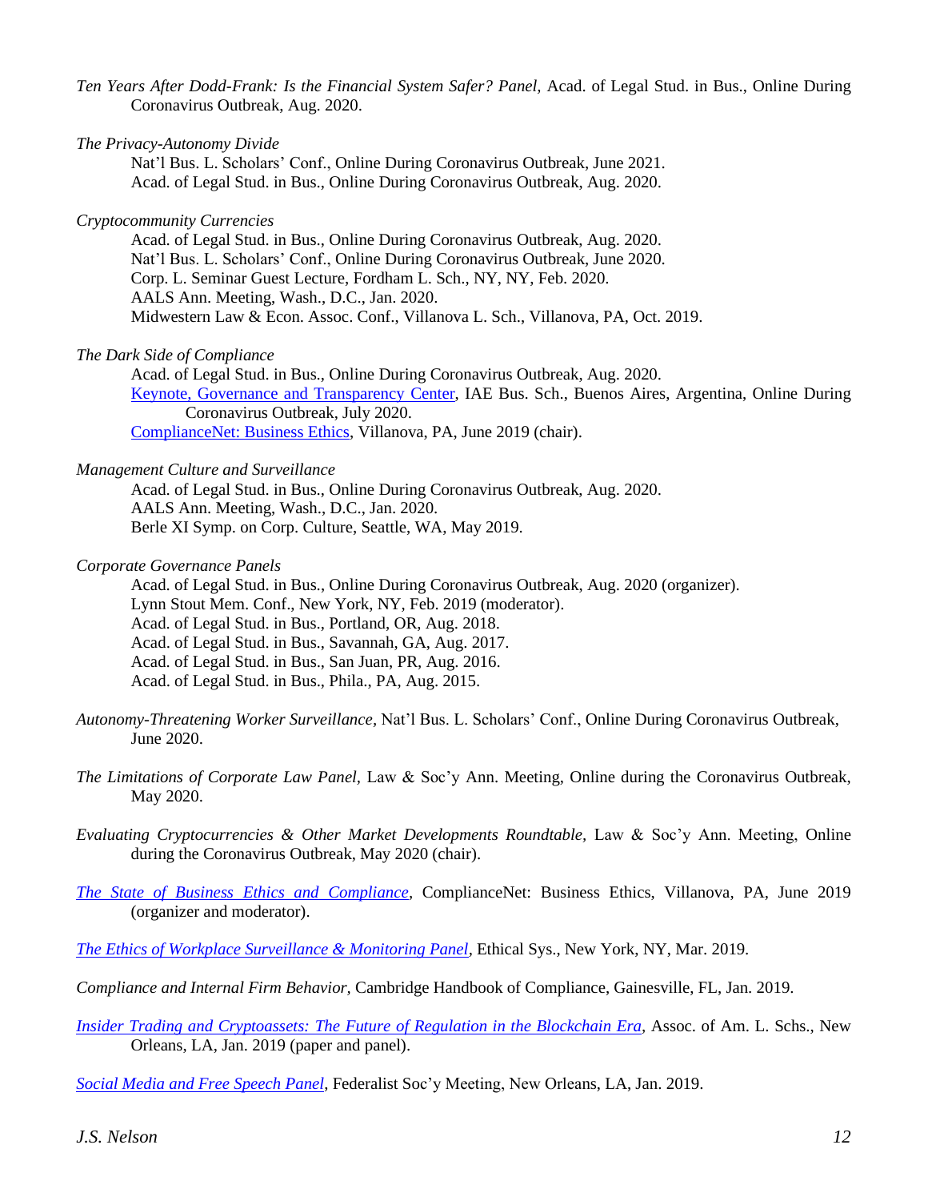*Ten Years After Dodd-Frank: Is the Financial System Safer? Panel*, Acad. of Legal Stud. in Bus., Online During Coronavirus Outbreak, Aug. 2020.

*The Privacy-Autonomy Divide*

Nat'l Bus. L. Scholars' Conf., Online During Coronavirus Outbreak, June 2021.
Acad. of Legal Stud. in Bus., Online During Coronavirus Outbreak, Aug. 2020.

*Cryptocommunity Currencies*

Acad. of Legal Stud. in Bus., Online During Coronavirus Outbreak, Aug. 2020.
Nat'l Bus. L. Scholars' Conf., Online During Coronavirus Outbreak, June 2020.
Corp. L. Seminar Guest Lecture, Fordham L. Sch., NY, NY, Feb. 2020.
AALS Ann. Meeting, Wash., D.C., Jan. 2020.
Midwestern Law & Econ. Assoc. Conf., Villanova L. Sch., Villanova, PA, Oct. 2019.

*The Dark Side of Compliance*

Acad. of Legal Stud. in Bus., Online During Coronavirus Outbreak, Aug. 2020.
Keynote, Governance and Transparency Center, IAE Bus. Sch., Buenos Aires, Argentina, Online During Coronavirus Outbreak, July 2020.
ComplianceNet: Business Ethics, Villanova, PA, June 2019 (chair).

*Management Culture and Surveillance*

Acad. of Legal Stud. in Bus., Online During Coronavirus Outbreak, Aug. 2020.
AALS Ann. Meeting, Wash., D.C., Jan. 2020.
Berle XI Symp. on Corp. Culture, Seattle, WA, May 2019.

*Corporate Governance Panels*

Acad. of Legal Stud. in Bus., Online During Coronavirus Outbreak, Aug. 2020 (organizer).
Lynn Stout Mem. Conf., New York, NY, Feb. 2019 (moderator).
Acad. of Legal Stud. in Bus., Portland, OR, Aug. 2018.
Acad. of Legal Stud. in Bus., Savannah, GA, Aug. 2017.
Acad. of Legal Stud. in Bus., San Juan, PR, Aug. 2016.
Acad. of Legal Stud. in Bus., Phila., PA, Aug. 2015.

*Autonomy-Threatening Worker Surveillance*, Nat'l Bus. L. Scholars' Conf., Online During Coronavirus Outbreak, June 2020.

*The Limitations of Corporate Law Panel*, Law & Soc'y Ann. Meeting, Online during the Coronavirus Outbreak, May 2020.

*Evaluating Cryptocurrencies & Other Market Developments Roundtable*, Law & Soc'y Ann. Meeting, Online during the Coronavirus Outbreak, May 2020 (chair).

*The State of Business Ethics and Compliance*, ComplianceNet: Business Ethics, Villanova, PA, June 2019 (organizer and moderator).

*The Ethics of Workplace Surveillance & Monitoring Panel*, Ethical Sys., New York, NY, Mar. 2019.

*Compliance and Internal Firm Behavior*, Cambridge Handbook of Compliance, Gainesville, FL, Jan. 2019.

*Insider Trading and Cryptoassets: The Future of Regulation in the Blockchain Era*, Assoc. of Am. L. Schs., New Orleans, LA, Jan. 2019 (paper and panel).

*Social Media and Free Speech Panel*, Federalist Soc'y Meeting, New Orleans, LA, Jan. 2019.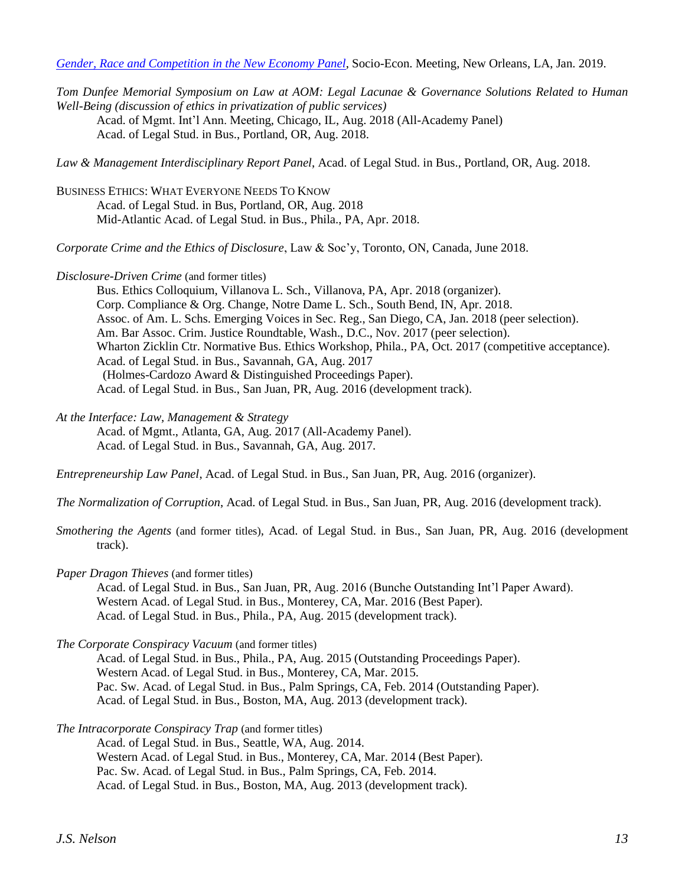*Gender, Race and Competition in the New Economy Panel*, Socio-Econ. Meeting, New Orleans, LA, Jan. 2019.

*Tom Dunfee Memorial Symposium on Law at AOM: Legal Lacunae & Governance Solutions Related to Human Well-Being (discussion of ethics in privatization of public services)*

Acad. of Mgmt. Int'l Ann. Meeting, Chicago, IL, Aug. 2018 (All-Academy Panel)
Acad. of Legal Stud. in Bus., Portland, OR, Aug. 2018.

*Law & Management Interdisciplinary Report Panel*, Acad. of Legal Stud. in Bus., Portland, OR, Aug. 2018.

BUSINESS ETHICS: WHAT EVERYONE NEEDS TO KNOW

Acad. of Legal Stud. in Bus, Portland, OR, Aug. 2018
Mid-Atlantic Acad. of Legal Stud. in Bus., Phila., PA, Apr. 2018.

*Corporate Crime and the Ethics of Disclosure*, Law & Soc'y, Toronto, ON, Canada, June 2018.

*Disclosure-Driven Crime* (and former titles)

Bus. Ethics Colloquium, Villanova L. Sch., Villanova, PA, Apr. 2018 (organizer).
Corp. Compliance & Org. Change, Notre Dame L. Sch., South Bend, IN, Apr. 2018.
Assoc. of Am. L. Schs. Emerging Voices in Sec. Reg., San Diego, CA, Jan. 2018 (peer selection).
Am. Bar Assoc. Crim. Justice Roundtable, Wash., D.C., Nov. 2017 (peer selection).
Wharton Zicklin Ctr. Normative Bus. Ethics Workshop, Phila., PA, Oct. 2017 (competitive acceptance).
Acad. of Legal Stud. in Bus., Savannah, GA, Aug. 2017
(Holmes-Cardozo Award & Distinguished Proceedings Paper).
Acad. of Legal Stud. in Bus., San Juan, PR, Aug. 2016 (development track).

*At the Interface: Law, Management & Strategy*

Acad. of Mgmt., Atlanta, GA, Aug. 2017 (All-Academy Panel).
Acad. of Legal Stud. in Bus., Savannah, GA, Aug. 2017.

*Entrepreneurship Law Panel*, Acad. of Legal Stud. in Bus., San Juan, PR, Aug. 2016 (organizer).

*The Normalization of Corruption*, Acad. of Legal Stud. in Bus., San Juan, PR, Aug. 2016 (development track).

*Smothering the Agents* (and former titles), Acad. of Legal Stud. in Bus., San Juan, PR, Aug. 2016 (development track).

*Paper Dragon Thieves* (and former titles)

Acad. of Legal Stud. in Bus., San Juan, PR, Aug. 2016 (Bunche Outstanding Int'l Paper Award).
Western Acad. of Legal Stud. in Bus., Monterey, CA, Mar. 2016 (Best Paper).
Acad. of Legal Stud. in Bus., Phila., PA, Aug. 2015 (development track).

*The Corporate Conspiracy Vacuum* (and former titles)

Acad. of Legal Stud. in Bus., Phila., PA, Aug. 2015 (Outstanding Proceedings Paper).
Western Acad. of Legal Stud. in Bus., Monterey, CA, Mar. 2015.
Pac. Sw. Acad. of Legal Stud. in Bus., Palm Springs, CA, Feb. 2014 (Outstanding Paper).
Acad. of Legal Stud. in Bus., Boston, MA, Aug. 2013 (development track).

*The Intracorporate Conspiracy Trap* (and former titles)

Acad. of Legal Stud. in Bus., Seattle, WA, Aug. 2014.
Western Acad. of Legal Stud. in Bus., Monterey, CA, Mar. 2014 (Best Paper).
Pac. Sw. Acad. of Legal Stud. in Bus., Palm Springs, CA, Feb. 2014.
Acad. of Legal Stud. in Bus., Boston, MA, Aug. 2013 (development track).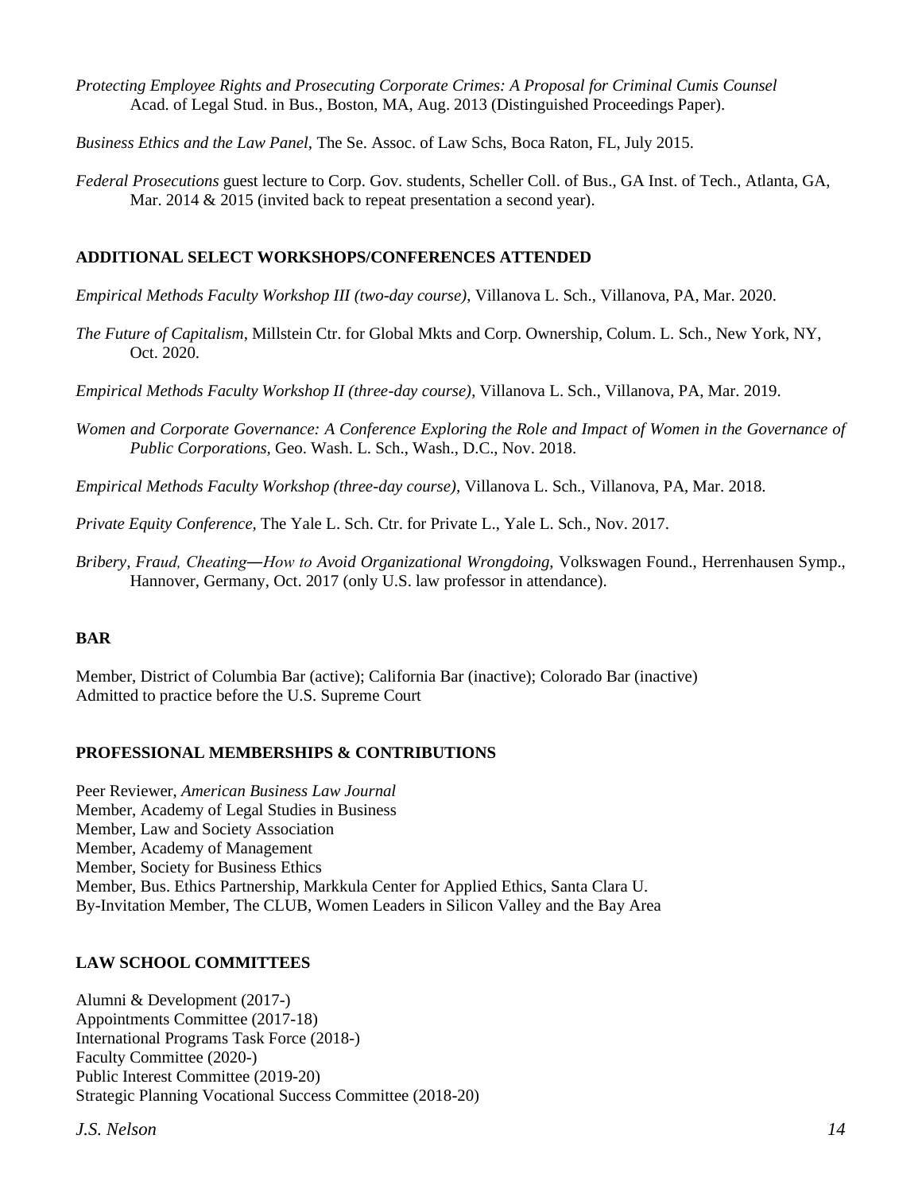*Protecting Employee Rights and Prosecuting Corporate Crimes: A Proposal for Criminal Cumis Counsel* Acad. of Legal Stud. in Bus., Boston, MA, Aug. 2013 (Distinguished Proceedings Paper).

*Business Ethics and the Law Panel,* The Se. Assoc. of Law Schs, Boca Raton, FL, July 2015.

*Federal Prosecutions* guest lecture to Corp. Gov. students, Scheller Coll. of Bus., GA Inst. of Tech., Atlanta, GA, Mar. 2014 & 2015 (invited back to repeat presentation a second year).

**ADDITIONAL SELECT WORKSHOPS/CONFERENCES ATTENDED**

*Empirical Methods Faculty Workshop III (two-day course),* Villanova L. Sch., Villanova, PA, Mar. 2020.

*The Future of Capitalism*, Millstein Ctr. for Global Mkts and Corp. Ownership, Colum. L. Sch., New York, NY, Oct. 2020.

*Empirical Methods Faculty Workshop II (three-day course),* Villanova L. Sch., Villanova, PA, Mar. 2019.

*Women and Corporate Governance: A Conference Exploring the Role and Impact of Women in the Governance of Public Corporations,* Geo. Wash. L. Sch., Wash., D.C., Nov. 2018.

*Empirical Methods Faculty Workshop (three-day course),* Villanova L. Sch., Villanova, PA, Mar. 2018.

*Private Equity Conference,* The Yale L. Sch. Ctr. for Private L., Yale L. Sch., Nov. 2017.

*Bribery, Fraud, Cheating—How to Avoid Organizational Wrongdoing,* Volkswagen Found., Herrenhausen Symp., Hannover, Germany, Oct. 2017 (only U.S. law professor in attendance).

**BAR**

Member, District of Columbia Bar (active); California Bar (inactive); Colorado Bar (inactive)
Admitted to practice before the U.S. Supreme Court

**PROFESSIONAL MEMBERSHIPS & CONTRIBUTIONS**

Peer Reviewer, *American Business Law Journal*
Member, Academy of Legal Studies in Business
Member, Law and Society Association
Member, Academy of Management
Member, Society for Business Ethics
Member, Bus. Ethics Partnership, Markkula Center for Applied Ethics, Santa Clara U.
By-Invitation Member, The CLUB, Women Leaders in Silicon Valley and the Bay Area

**LAW SCHOOL COMMITTEES**

Alumni & Development (2017-)
Appointments Committee (2017-18)
International Programs Task Force (2018-)
Faculty Committee (2020-)
Public Interest Committee (2019-20)
Strategic Planning Vocational Success Committee (2018-20)